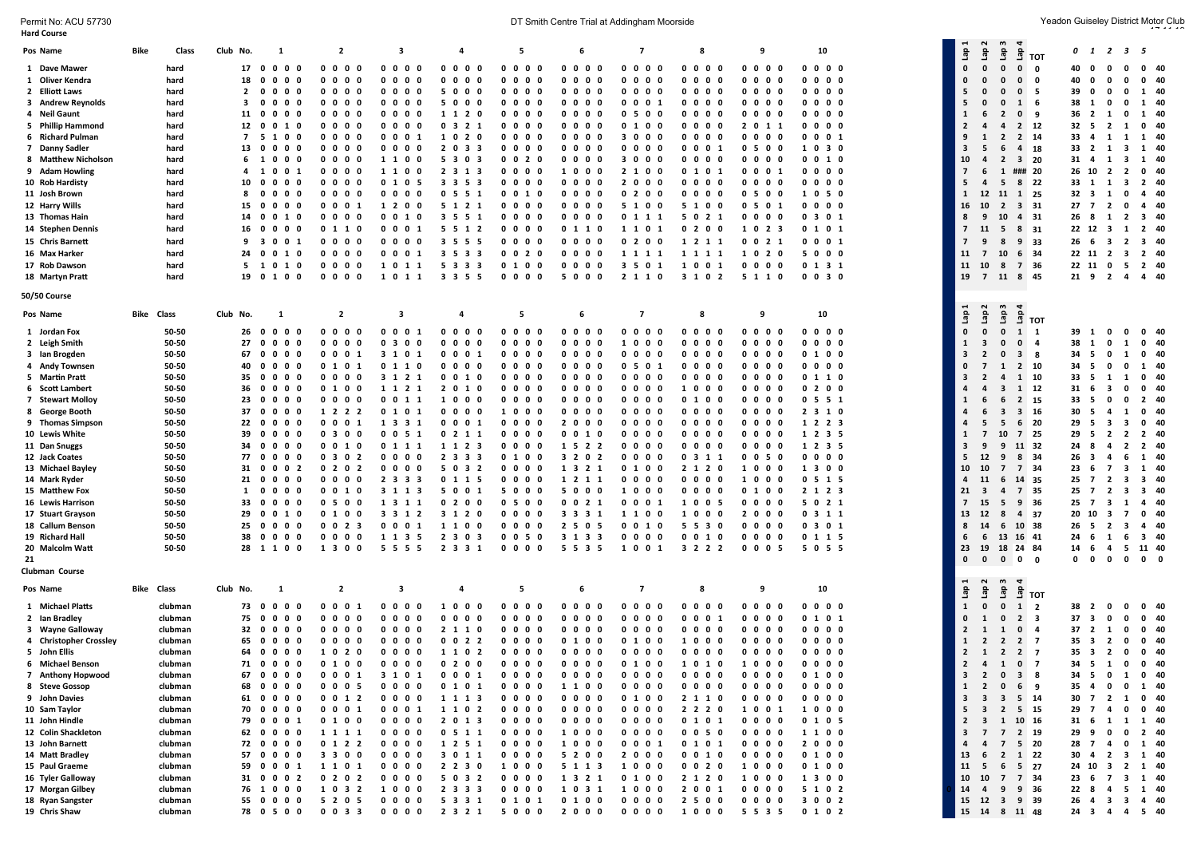Permit No: ACU 57730

DT Smith Centre Trial at Addingham Moorside

Yeadon Guiseley District Motor Club

## Hard Course

| Pos | Name | Bike | Class | Club No. | 1 | 2 | 3 | 4 | 5 | 6 | 7 | 8 | 9 | 10 | Lap 1 | Lap 2 | Lap 3 | Lap 4 | TOT | 0 | 1 | 2 | 3 | 5 | |
|---|---|---|---|---|---|---|---|---|---|---|---|---|---|---|---|---|---|---|---|---|---|---|---|---|---|
| 1 | Dave Mawer | | hard | 17 | 0 0 0 0 | 0 0 0 0 | 0 0 0 0 | 0 0 0 0 | 0 0 0 0 | 0 0 0 0 | 0 0 0 0 | 0 0 0 0 | 0 0 0 0 | 0 0 0 0 | 0 | 0 | 0 | 0 | 0 | 40 | 0 | 0 | 0 | 0 | 40 |
| 1 | Oliver Kendra | | hard | 18 | 0 0 0 0 | 0 0 0 0 | 0 0 0 0 | 0 0 0 0 | 0 0 0 0 | 0 0 0 0 | 0 0 0 0 | 0 0 0 0 | 0 0 0 0 | 0 0 0 0 | 0 | 0 | 0 | 0 | 0 | 40 | 0 | 0 | 0 | 0 | 40 |
| 2 | Elliott Laws | | hard | 2 | 0 0 0 0 | 0 0 0 0 | 0 0 0 0 | 5 0 0 0 | 0 0 0 0 | 0 0 0 0 | 0 0 0 0 | 0 0 0 0 | 0 0 0 0 | 0 0 0 0 | 5 | 0 | 0 | 0 | 5 | 39 | 0 | 0 | 0 | 1 | 40 |
| 3 | Andrew Reynolds | | hard | 3 | 0 0 0 0 | 0 0 0 0 | 0 0 0 0 | 5 0 0 0 | 0 0 0 0 | 0 0 0 0 | 0 0 0 1 | 0 0 0 0 | 0 0 0 0 | 0 0 0 0 | 5 | 0 | 0 | 1 | 6 | 38 | 1 | 0 | 0 | 1 | 40 |
| 4 | Neil Gaunt | | hard | 11 | 0 0 0 0 | 0 0 0 0 | 0 0 0 0 | 1 1 2 0 | 0 0 0 0 | 0 0 0 0 | 0 5 0 0 | 0 0 0 0 | 0 0 0 0 | 0 0 0 0 | 1 | 6 | 2 | 0 | 9 | 36 | 2 | 1 | 0 | 1 | 40 |
| 5 | Phillip Hammond | | hard | 12 | 0 0 1 0 | 0 0 0 0 | 0 0 0 0 | 0 3 2 1 | 0 0 0 0 | 0 0 0 0 | 0 1 0 0 | 0 0 0 0 | 2 0 1 1 | 0 0 0 0 | 2 | 4 | 4 | 2 | 12 | 32 | 5 | 2 | 1 | 0 | 40 |
| 6 | Richard Pulman | | hard | 7 | 5 1 0 0 | 0 0 0 0 | 0 0 0 1 | 1 0 2 0 | 0 0 0 0 | 0 0 0 0 | 3 0 0 0 | 0 0 0 0 | 0 0 0 0 | 0 0 0 1 | 9 | 1 | 2 | 2 | 14 | 33 | 4 | 1 | 1 | 1 | 40 |
| 7 | Danny Sadler | | hard | 13 | 0 0 0 0 | 0 0 0 0 | 0 0 0 0 | 2 0 3 3 | 0 0 0 0 | 0 0 0 0 | 0 0 0 0 | 0 0 0 1 | 0 5 0 0 | 1 0 3 0 | 3 | 5 | 6 | 4 | 18 | 33 | 2 | 1 | 3 | 1 | 40 |
| 8 | Mark Nicholson | | hard | 6 | 1 0 0 0 | 0 0 0 0 | 1 1 0 0 | 5 3 0 3 | 0 0 2 0 | 0 0 0 0 | 3 0 0 0 | 0 0 0 0 | 0 0 0 0 | 0 0 1 0 | 10 | 4 | 2 | 3 | 20 | 31 | 4 | 1 | 3 | 1 | 40 |
| 9 | Adam Howling | | hard | 4 | 1 0 0 1 | 0 0 0 0 | 1 1 0 0 | 2 3 1 3 | 0 0 0 0 | 1 0 0 0 | 2 1 0 0 | 0 1 0 1 | 0 0 0 1 | 0 0 0 0 | 7 | 6 | 1 | ### | 20 | 26 | 10 | 2 | 2 | 0 | 40 |
| 10 | Rob Hardisty | | hard | 10 | 0 0 0 0 | 0 0 0 0 | 0 1 0 5 | 3 3 5 3 | 0 0 0 0 | 0 0 0 0 | 2 0 0 0 | 0 0 0 0 | 0 0 0 0 | 0 0 0 0 | 5 | 4 | 5 | 8 | 22 | 33 | 1 | 1 | 3 | 2 | 40 |
| 11 | Josh Brown | | hard | 8 | 0 0 0 0 | 0 0 0 0 | 0 0 0 0 | 0 5 5 1 | 0 0 1 0 | 0 0 0 0 | 0 2 0 0 | 0 0 0 0 | 0 5 0 0 | 1 0 5 0 | 1 | 12 | 11 | 1 | 25 | 32 | 3 | 1 | 0 | 4 | 40 |
| 12 | Harry Wills | | hard | 15 | 0 0 0 0 | 0 0 0 1 | 1 2 0 0 | 5 1 2 1 | 0 0 0 0 | 0 0 0 0 | 5 1 0 0 | 5 1 0 0 | 0 5 0 1 | 0 0 0 0 | 16 | 10 | 2 | 3 | 31 | 27 | 7 | 2 | 0 | 4 | 40 |
| 13 | Thomas Hain | | hard | 14 | 0 0 1 0 | 0 0 0 0 | 0 0 1 0 | 3 5 5 1 | 0 0 0 0 | 0 0 0 0 | 0 1 1 1 | 5 0 2 1 | 0 0 0 0 | 0 3 0 1 | 8 | 9 | 10 | 4 | 31 | 26 | 8 | 1 | 2 | 3 | 40 |
| 14 | Stephen Dennis | | hard | 16 | 0 0 0 0 | 0 1 1 0 | 0 0 0 1 | 5 5 1 2 | 0 0 0 0 | 0 1 1 0 | 1 1 0 1 | 0 2 0 0 | 1 0 2 3 | 0 1 0 1 | 7 | 11 | 5 | 8 | 31 | 22 | 12 | 3 | 1 | 2 | 40 |
| 15 | Chris Barnett | | hard | 9 | 3 0 0 1 | 0 0 0 0 | 0 0 0 0 | 3 5 5 5 | 0 0 0 0 | 0 0 0 0 | 0 2 0 0 | 1 2 1 1 | 0 0 2 1 | 0 0 0 1 | 7 | 9 | 8 | 9 | 33 | 26 | 6 | 3 | 2 | 3 | 40 |
| 16 | Max Harker | | hard | 24 | 0 0 1 0 | 0 0 0 0 | 0 0 0 1 | 3 5 3 3 | 0 0 2 0 | 0 0 0 0 | 1 1 1 1 | 1 1 1 1 | 1 0 2 0 | 5 0 0 0 | 11 | 7 | 10 | 6 | 34 | 22 | 11 | 2 | 3 | 2 | 40 |
| 17 | Rob Dawson | | hard | 5 | 1 0 1 0 | 0 0 0 0 | 1 0 1 1 | 5 3 3 3 | 0 1 0 0 | 0 0 0 0 | 3 5 0 1 | 1 0 0 1 | 0 0 0 0 | 0 1 3 1 | 11 | 10 | 8 | 7 | 36 | 22 | 11 | 0 | 5 | 2 | 40 |
| 18 | Martyn Pratt | | hard | 19 | 0 1 0 0 | 0 0 0 0 | 1 0 1 1 | 3 3 5 5 | 0 0 0 0 | 5 0 0 0 | 2 1 1 0 | 3 1 0 2 | 5 1 1 0 | 0 0 3 0 | 19 | 7 | 11 | 8 | 45 | 21 | 9 | 2 | 4 | 4 | 40 |

## 50/50 Course

| Pos | Name | Bike | Class | Club No. | 1 | 2 | 3 | 4 | 5 | 6 | 7 | 8 | 9 | 10 | Lap 1 | Lap 2 | Lap 3 | Lap 4 | TOT | 0 | 1 | 2 | 3 | 5 | |
|---|---|---|---|---|---|---|---|---|---|---|---|---|---|---|---|---|---|---|---|---|---|---|---|---|---|
| 1 | Jordan Fox | | 50-50 | 26 | 0 0 0 0 | 0 0 0 0 | 0 0 0 1 | 0 0 0 0 | 0 0 0 0 | 0 0 0 0 | 0 0 0 0 | 0 0 0 0 | 0 0 0 0 | 0 0 0 0 | 0 | 0 | 0 | 1 | 1 | 39 | 1 | 0 | 0 | 0 | 40 |
| 2 | Leigh Smith | | 50-50 | 27 | 0 0 0 0 | 0 3 0 0 | 0 0 0 0 | 0 0 0 0 | 0 0 0 0 | 0 0 0 0 | 1 0 0 0 | 0 0 0 0 | 0 0 0 0 | 0 0 0 0 | 1 | 3 | 0 | 0 | 4 | 38 | 1 | 0 | 1 | 0 | 40 |
| 3 | Ian Brogden | | 50-50 | 67 | 0 0 0 0 | 0 0 0 1 | 3 1 0 1 | 0 0 0 1 | 0 0 0 0 | 0 0 0 0 | 0 0 0 0 | 0 0 0 0 | 0 0 0 0 | 0 1 0 0 | 3 | 2 | 0 | 3 | 8 | 34 | 5 | 0 | 1 | 0 | 40 |
| 4 | Andy Townsen | | 50-50 | 40 | 0 0 0 0 | 0 1 1 0 | 0 1 1 0 | 0 0 0 0 | 0 0 0 0 | 0 0 0 0 | 0 5 0 1 | 0 0 0 0 | 0 0 0 0 | 0 0 0 0 | 0 | 7 | 1 | 2 | 10 | 34 | 5 | 0 | 0 | 1 | 40 |
| 5 | Martin Pratt | | 50-50 | 35 | 0 0 0 0 | 0 0 0 0 | 3 1 2 1 | 0 0 1 0 | 0 0 0 0 | 0 0 0 0 | 0 0 0 0 | 0 0 0 0 | 0 0 0 0 | 0 1 1 0 | 3 | 2 | 4 | 1 | 10 | 33 | 5 | 1 | 1 | 0 | 40 |
| 6 | Scott Lambert | | 50-50 | 36 | 0 0 0 0 | 0 1 0 0 | 1 1 2 1 | 2 0 1 0 | 0 0 0 0 | 0 0 0 0 | 0 0 0 0 | 1 0 0 0 | 0 0 0 0 | 0 2 0 0 | 4 | 4 | 3 | 1 | 12 | 31 | 6 | 3 | 0 | 0 | 40 |
| 7 | Stewart Molloy | | 50-50 | 23 | 0 0 0 0 | 0 0 0 0 | 0 0 1 1 | 1 0 0 0 | 0 0 0 0 | 0 0 0 0 | 0 0 0 0 | 0 1 0 0 | 0 0 0 0 | 0 5 5 1 | 1 | 6 | 6 | 2 | 15 | 33 | 5 | 0 | 0 | 2 | 40 |
| 8 | George Booth | | 50-50 | 37 | 0 0 0 0 | 1 2 2 2 | 0 1 0 1 | 0 0 0 0 | 1 0 0 0 | 0 0 0 0 | 0 0 0 0 | 0 0 0 0 | 0 0 0 0 | 2 3 1 0 | 4 | 6 | 3 | 3 | 16 | 30 | 5 | 4 | 1 | 0 | 40 |
| 9 | Thomas Simpson | | 50-50 | 22 | 0 0 0 0 | 0 0 0 1 | 1 3 3 1 | 0 0 0 1 | 0 0 0 0 | 2 0 0 0 | 0 0 0 0 | 0 0 0 0 | 0 0 0 0 | 1 2 2 3 | 4 | 5 | 5 | 6 | 20 | 29 | 5 | 3 | 3 | 0 | 40 |
| 10 | Lewis White | | 50-50 | 39 | 0 0 0 0 | 0 3 0 0 | 0 0 5 1 | 0 2 1 1 | 0 0 0 0 | 0 0 1 0 | 0 0 0 0 | 0 0 0 0 | 0 0 0 0 | 1 2 3 5 | 1 | 7 | 10 | 7 | 25 | 29 | 5 | 2 | 2 | 2 | 40 |
| 11 | Dan Snuggs | | 50-50 | 34 | 0 0 0 0 | 0 0 1 0 | 0 1 1 1 | 1 1 2 3 | 0 0 0 0 | 1 5 2 2 | 0 0 0 0 | 0 0 0 0 | 0 0 0 0 | 1 2 3 5 | 3 | 9 | 9 | 11 | 32 | 24 | 8 | 4 | 2 | 2 | 40 |
| 12 | Jack Coates | | 50-50 | 77 | 0 0 0 0 | 0 3 0 2 | 0 0 0 0 | 2 3 3 3 | 0 1 0 0 | 3 2 0 2 | 0 0 0 0 | 0 3 1 1 | 0 0 5 0 | 0 0 0 0 | 5 | 12 | 9 | 8 | 34 | 26 | 3 | 4 | 6 | 1 | 40 |
| 13 | Michael Bayley | | 50-50 | 31 | 0 0 0 2 | 0 2 0 2 | 0 0 0 0 | 5 0 3 2 | 0 0 0 0 | 1 3 2 1 | 0 1 0 0 | 2 1 2 0 | 1 0 0 0 | 1 3 0 0 | 10 | 10 | 7 | 7 | 34 | 23 | 6 | 7 | 3 | 1 | 40 |
| 14 | Mark Ryder | | 50-50 | 21 | 0 0 0 0 | 0 0 0 0 | 2 3 3 3 | 0 1 1 5 | 0 0 0 0 | 1 2 1 1 | 0 0 0 0 | 0 0 0 0 | 1 0 0 0 | 0 5 1 5 | 4 | 11 | 6 | 14 | 35 | 25 | 7 | 2 | 3 | 3 | 40 |
| 15 | Matthew Fox | | 50-50 | 1 | 0 0 0 0 | 0 0 1 0 | 3 1 1 3 | 5 0 0 1 | 5 0 0 0 | 5 0 0 0 | 1 0 0 0 | 0 0 0 0 | 0 1 0 0 | 2 1 2 3 | 21 | 3 | 4 | 7 | 35 | 25 | 7 | 2 | 3 | 3 | 40 |
| 16 | Lewis Harrison | | 50-50 | 33 | 0 0 0 0 | 0 5 0 0 | 1 3 1 1 | 0 2 0 0 | 0 5 0 0 | 0 0 2 1 | 0 0 0 1 | 1 0 0 5 | 0 0 0 0 | 5 0 2 1 | 7 | 15 | 5 | 9 | 36 | 25 | 7 | 3 | 1 | 4 | 40 |
| 17 | Stuart Grayson | | 50-50 | 29 | 0 0 1 0 | 0 1 0 0 | 3 3 1 2 | 3 1 2 0 | 0 0 0 0 | 3 3 3 1 | 1 1 0 0 | 1 0 0 0 | 2 0 0 0 | 0 3 1 1 | 13 | 12 | 8 | 4 | 37 | 20 | 10 | 3 | 7 | 0 | 40 |
| 18 | Callum Benson | | 50-50 | 25 | 0 0 0 0 | 0 0 2 3 | 0 0 0 1 | 1 1 0 0 | 0 0 0 0 | 2 5 0 5 | 0 0 1 0 | 5 5 3 0 | 0 0 0 0 | 0 3 0 1 | 8 | 14 | 6 | 10 | 38 | 26 | 5 | 2 | 3 | 4 | 40 |
| 19 | Richard Hall | | 50-50 | 38 | 0 0 0 0 | 0 0 0 0 | 1 1 3 5 | 2 3 0 3 | 0 0 5 0 | 3 1 3 3 | 0 0 0 0 | 0 0 1 0 | 0 0 0 0 | 0 1 1 5 | 6 | 6 | 13 | 16 | 41 | 24 | 6 | 1 | 6 | 3 | 40 |
| 20 | Malcolm Watt | | 50-50 | 28 | 1 1 0 0 | 1 3 0 0 | 5 5 5 5 | 2 3 3 1 | 0 0 0 0 | 5 5 3 5 | 1 0 0 1 | 3 2 2 2 | 0 0 0 5 | 5 0 5 5 | 23 | 19 | 18 | 24 | 84 | 14 | 6 | 4 | 5 | 11 | 40 |
| 21 | | | | | | | | | | | | | | | 0 | 0 | 0 | 0 | 0 | 0 | 0 | 0 | 0 | 0 | 0 |

## Clubman Course

| Pos | Name | Bike | Class | Club No. | 1 | 2 | 3 | 4 | 5 | 6 | 7 | 8 | 9 | 10 | Lap 1 | Lap 2 | Lap 3 | Lap 4 | TOT | 0 | 1 | 2 | 3 | 5 | |
|---|---|---|---|---|---|---|---|---|---|---|---|---|---|---|---|---|---|---|---|---|---|---|---|---|---|
| 1 | Michael Platts | | clubman | 73 | 0 0 0 0 | 0 0 0 1 | 0 0 0 0 | 1 0 0 0 | 0 0 0 0 | 0 0 0 0 | 0 0 0 0 | 0 0 0 0 | 0 0 0 0 | 0 0 0 0 | 1 | 0 | 0 | 1 | 2 | 38 | 2 | 0 | 0 | 0 | 40 |
| 2 | Ian Bradley | | clubman | 75 | 0 0 0 0 | 0 0 0 0 | 0 0 0 0 | 0 0 0 0 | 0 0 0 0 | 0 0 0 0 | 0 0 0 0 | 0 0 0 1 | 0 0 0 0 | 0 1 0 1 | 0 | 1 | 0 | 2 | 3 | 37 | 3 | 0 | 0 | 0 | 40 |
| 3 | Wayne Galloway | | clubman | 32 | 0 0 0 0 | 0 0 0 0 | 0 0 0 0 | 2 1 1 0 | 0 0 0 0 | 0 0 0 0 | 0 0 0 0 | 0 0 0 0 | 0 0 0 0 | 0 0 0 0 | 2 | 1 | 1 | 0 | 4 | 37 | 2 | 1 | 0 | 0 | 40 |
| 4 | Christopher Crossley | | clubman | 65 | 0 0 0 0 | 0 0 0 0 | 0 0 0 0 | 0 0 2 2 | 0 0 0 0 | 0 1 0 0 | 0 1 0 0 | 1 0 0 0 | 0 0 0 0 | 0 0 0 0 | 1 | 2 | 2 | 2 | 7 | 35 | 3 | 2 | 0 | 0 | 40 |
| 5 | John Ellis | | clubman | 64 | 0 0 0 0 | 1 0 2 0 | 0 0 0 0 | 1 1 0 2 | 0 0 0 0 | 0 0 0 0 | 0 0 0 0 | 0 0 0 0 | 0 0 0 0 | 0 0 0 0 | 2 | 1 | 2 | 2 | 7 | 35 | 3 | 2 | 0 | 0 | 40 |
| 6 | Michael Benson | | clubman | 71 | 0 0 0 0 | 0 1 0 0 | 0 0 0 0 | 0 2 0 0 | 0 0 0 0 | 0 0 0 0 | 0 1 0 0 | 1 0 1 0 | 1 0 0 0 | 0 0 0 0 | 2 | 4 | 1 | 0 | 7 | 34 | 5 | 1 | 0 | 0 | 40 |
| 7 | Anthony Hopwood | | clubman | 67 | 0 0 0 0 | 0 0 0 1 | 3 1 0 1 | 0 0 0 1 | 0 0 0 0 | 0 0 0 0 | 0 0 0 0 | 0 0 0 0 | 0 0 0 0 | 0 1 0 0 | 3 | 2 | 0 | 3 | 8 | 34 | 5 | 0 | 1 | 0 | 40 |
| 8 | Steve Gossop | | clubman | 68 | 0 0 0 0 | 0 0 0 5 | 0 0 0 0 | 0 1 0 1 | 0 0 0 0 | 1 1 0 0 | 0 0 0 0 | 0 0 0 0 | 0 0 0 0 | 0 0 0 0 | 1 | 2 | 0 | 6 | 9 | 35 | 4 | 0 | 0 | 1 | 40 |
| 9 | John Davies | | clubman | 61 | 0 0 0 0 | 0 0 1 2 | 0 0 0 0 | 1 1 1 3 | 0 0 0 0 | 0 0 0 0 | 0 1 0 0 | 2 1 1 0 | 0 0 0 0 | 0 0 0 0 | 3 | 3 | 3 | 5 | 14 | 30 | 7 | 2 | 1 | 0 | 40 |
| 10 | Sam Taylor | | clubman | 70 | 0 0 0 0 | 0 0 0 1 | 0 0 0 1 | 1 1 0 2 | 0 0 0 0 | 0 0 0 0 | 0 0 0 0 | 2 2 2 0 | 1 0 0 1 | 1 0 0 0 | 5 | 3 | 2 | 5 | 15 | 29 | 7 | 4 | 0 | 0 | 40 |
| 11 | John Hindle | | clubman | 79 | 0 0 0 1 | 0 1 0 0 | 0 0 0 0 | 2 0 1 3 | 0 0 0 0 | 0 0 0 0 | 0 0 0 0 | 0 1 0 1 | 0 0 0 0 | 0 1 0 5 | 2 | 3 | 1 | 10 | 16 | 31 | 6 | 1 | 1 | 1 | 40 |
| 12 | Colin Shackleton | | clubman | 62 | 0 0 0 0 | 1 1 1 1 | 0 0 0 0 | 0 5 1 1 | 0 0 0 0 | 1 0 0 0 | 0 0 0 0 | 0 0 5 0 | 0 0 0 0 | 1 1 0 0 | 3 | 7 | 7 | 2 | 19 | 29 | 9 | 0 | 0 | 2 | 40 |
| 13 | John Barnett | | clubman | 72 | 0 0 0 0 | 0 1 2 2 | 0 0 0 0 | 1 2 5 1 | 0 0 0 0 | 1 0 0 0 | 0 0 0 1 | 0 1 0 1 | 0 0 0 0 | 2 0 0 0 | 4 | 4 | 7 | 5 | 20 | 28 | 7 | 4 | 0 | 1 | 40 |
| 14 | Matt Bradley | | clubman | 57 | 0 0 0 0 | 3 3 0 0 | 0 0 0 0 | 3 0 1 1 | 0 0 0 0 | 5 2 0 0 | 2 0 0 0 | 0 0 1 0 | 0 0 0 0 | 0 1 0 0 | 13 | 6 | 2 | 1 | 22 | 30 | 4 | 2 | 3 | 1 | 40 |
| 15 | Paul Graeme | | clubman | 59 | 0 0 0 1 | 1 1 0 1 | 0 0 0 0 | 2 2 3 0 | 1 0 0 0 | 5 1 1 3 | 1 0 0 0 | 0 0 2 0 | 1 0 0 0 | 0 1 0 0 | 11 | 5 | 6 | 5 | 27 | 24 | 10 | 3 | 2 | 1 | 40 |
| 16 | Tyler Galloway | | clubman | 31 | 0 0 0 2 | 0 2 0 2 | 0 0 0 0 | 5 0 3 2 | 0 0 0 0 | 1 3 2 1 | 0 1 0 0 | 2 1 2 0 | 1 0 0 0 | 1 3 0 0 | 10 | 10 | 7 | 7 | 34 | 23 | 6 | 7 | 3 | 1 | 40 |
| 17 | Morgan Gilbey | | clubman | 76 | 1 0 0 0 | 1 0 3 2 | 1 0 0 0 | 2 3 3 3 | 0 0 0 0 | 1 0 3 1 | 1 0 0 0 | 2 0 0 1 | 0 0 0 0 | 5 1 0 2 | 14 | 4 | 9 | 9 | 36 | 22 | 8 | 4 | 5 | 1 | 40 |
| 18 | Ryan Sangster | | clubman | 55 | 0 0 0 0 | 5 2 0 5 | 0 0 0 0 | 5 3 3 1 | 0 1 0 1 | 0 1 0 0 | 0 0 0 0 | 2 5 0 0 | 0 0 0 0 | 3 0 0 2 | 15 | 12 | 3 | 9 | 39 | 26 | 4 | 3 | 3 | 4 | 40 |
| 19 | Chris Shaw | | clubman | 78 | 0 5 0 0 | 0 0 3 3 | 0 0 0 0 | 2 3 2 1 | 5 0 0 0 | 2 0 0 0 | 0 0 0 0 | 1 0 0 0 | 5 5 3 5 | 0 1 0 2 | 15 | 14 | 8 | 11 | 48 | 24 | 3 | 4 | 4 | 5 | 40 |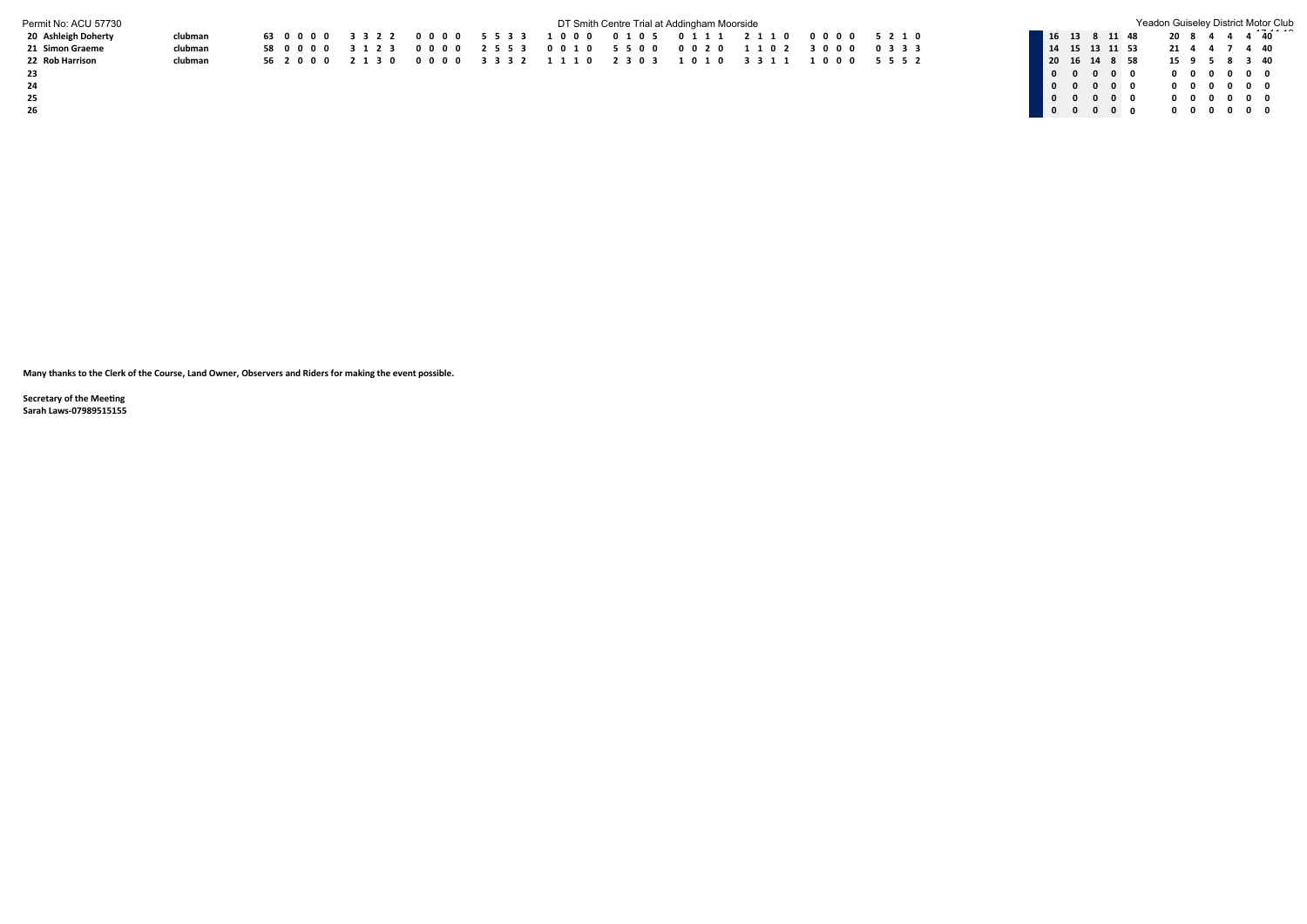Permit No: ACU 57730 — DT Smith Centre Trial at Addingham Moorside — Yeadon Guiseley District Motor Club

| | | | | | | | | | | | | | | | | | | | | | |
|---|---|---|---|---|---|---|---|---|---|---|---|---|---|---|---|---|---|---|---|---|---|
| 20 | Ashleigh Doherty | clubman | 63 | 0 0 0 0 | 3 3 2 2 | 0 0 0 0 | 5 5 3 3 | 1 0 0 0 | 0 1 0 5 | 0 1 1 1 | 2 1 1 0 | 0 0 0 0 | 5 2 1 0 | 16 | 13 | 8 | 11 | 48 | 20 | 8 4 4 4 | 40 |
| 21 | Simon Graeme | clubman | 58 | 0 0 0 0 | 3 1 2 3 | 0 0 0 0 | 2 5 5 3 | 0 0 1 0 | 5 5 0 0 | 0 0 2 0 | 1 1 0 2 | 3 0 0 0 | 0 3 3 3 | 14 | 15 | 13 | 11 | 53 | 21 | 4 4 7 4 | 40 |
| 22 | Rob Harrison | clubman | 56 | 2 0 0 0 | 2 1 3 0 | 0 0 0 0 | 3 3 3 2 | 1 1 1 0 | 2 3 0 3 | 1 0 1 0 | 3 3 1 1 | 1 0 0 0 | 5 5 5 2 | 20 | 16 | 14 | 8 | 58 | 15 | 9 5 8 3 | 40 |
| 23 | | | | | | | | | | | | | | 0 | 0 | 0 | 0 | 0 | 0 | 0 0 0 0 | 0 |
| 24 | | | | | | | | | | | | | | 0 | 0 | 0 | 0 | 0 | 0 | 0 0 0 0 | 0 |
| 25 | | | | | | | | | | | | | | 0 | 0 | 0 | 0 | 0 | 0 | 0 0 0 0 | 0 |
| 26 | | | | | | | | | | | | | | 0 | 0 | 0 | 0 | 0 | 0 | 0 0 0 0 | 0 |

**Many thanks to the Clerk of the Course, Land Owner, Observers and Riders for making the event possible.**

**Secretary of the Meeting**
**Sarah Laws-07989515155**